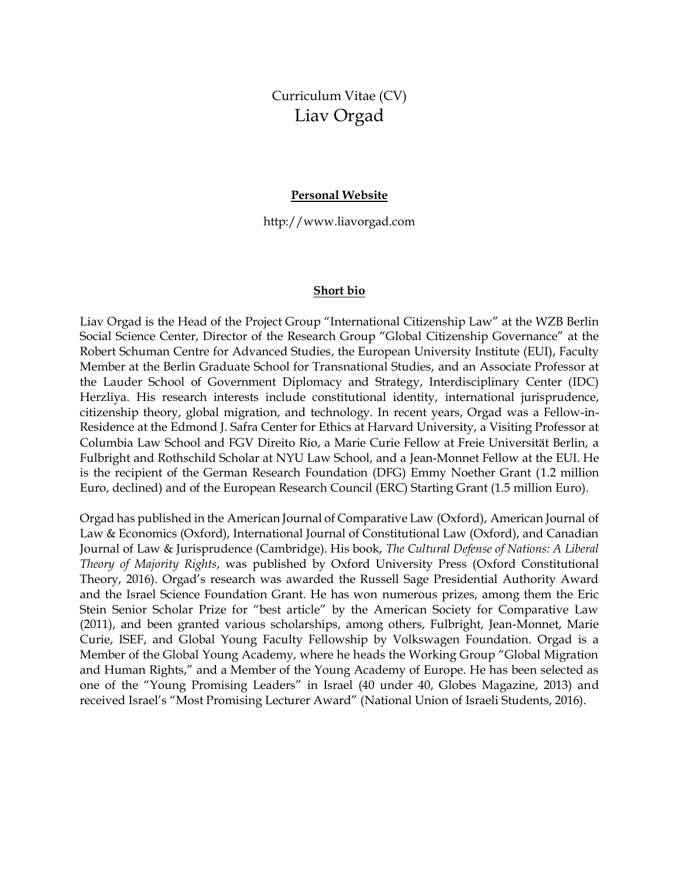# Curriculum Vitae (CV)
# Liav Orgad

## Personal Website

http://www.liavorgad.com

## Short bio

Liav Orgad is the Head of the Project Group "International Citizenship Law" at the WZB Berlin Social Science Center, Director of the Research Group "Global Citizenship Governance" at the Robert Schuman Centre for Advanced Studies, the European University Institute (EUI), Faculty Member at the Berlin Graduate School for Transnational Studies, and an Associate Professor at the Lauder School of Government Diplomacy and Strategy, Interdisciplinary Center (IDC) Herzliya. His research interests include constitutional identity, international jurisprudence, citizenship theory, global migration, and technology. In recent years, Orgad was a Fellow-in-Residence at the Edmond J. Safra Center for Ethics at Harvard University, a Visiting Professor at Columbia Law School and FGV Direito Rio, a Marie Curie Fellow at Freie Universität Berlin, a Fulbright and Rothschild Scholar at NYU Law School, and a Jean-Monnet Fellow at the EUI. He is the recipient of the German Research Foundation (DFG) Emmy Noether Grant (1.2 million Euro, declined) and of the European Research Council (ERC) Starting Grant (1.5 million Euro).

Orgad has published in the American Journal of Comparative Law (Oxford), American Journal of Law & Economics (Oxford), International Journal of Constitutional Law (Oxford), and Canadian Journal of Law & Jurisprudence (Cambridge). His book, *The Cultural Defense of Nations: A Liberal Theory of Majority Rights*, was published by Oxford University Press (Oxford Constitutional Theory, 2016). Orgad's research was awarded the Russell Sage Presidential Authority Award and the Israel Science Foundation Grant. He has won numerous prizes, among them the Eric Stein Senior Scholar Prize for "best article" by the American Society for Comparative Law (2011), and been granted various scholarships, among others, Fulbright, Jean-Monnet, Marie Curie, ISEF, and Global Young Faculty Fellowship by Volkswagen Foundation. Orgad is a Member of the Global Young Academy, where he heads the Working Group "Global Migration and Human Rights," and a Member of the Young Academy of Europe. He has been selected as one of the "Young Promising Leaders" in Israel (40 under 40, Globes Magazine, 2013) and received Israel's "Most Promising Lecturer Award" (National Union of Israeli Students, 2016).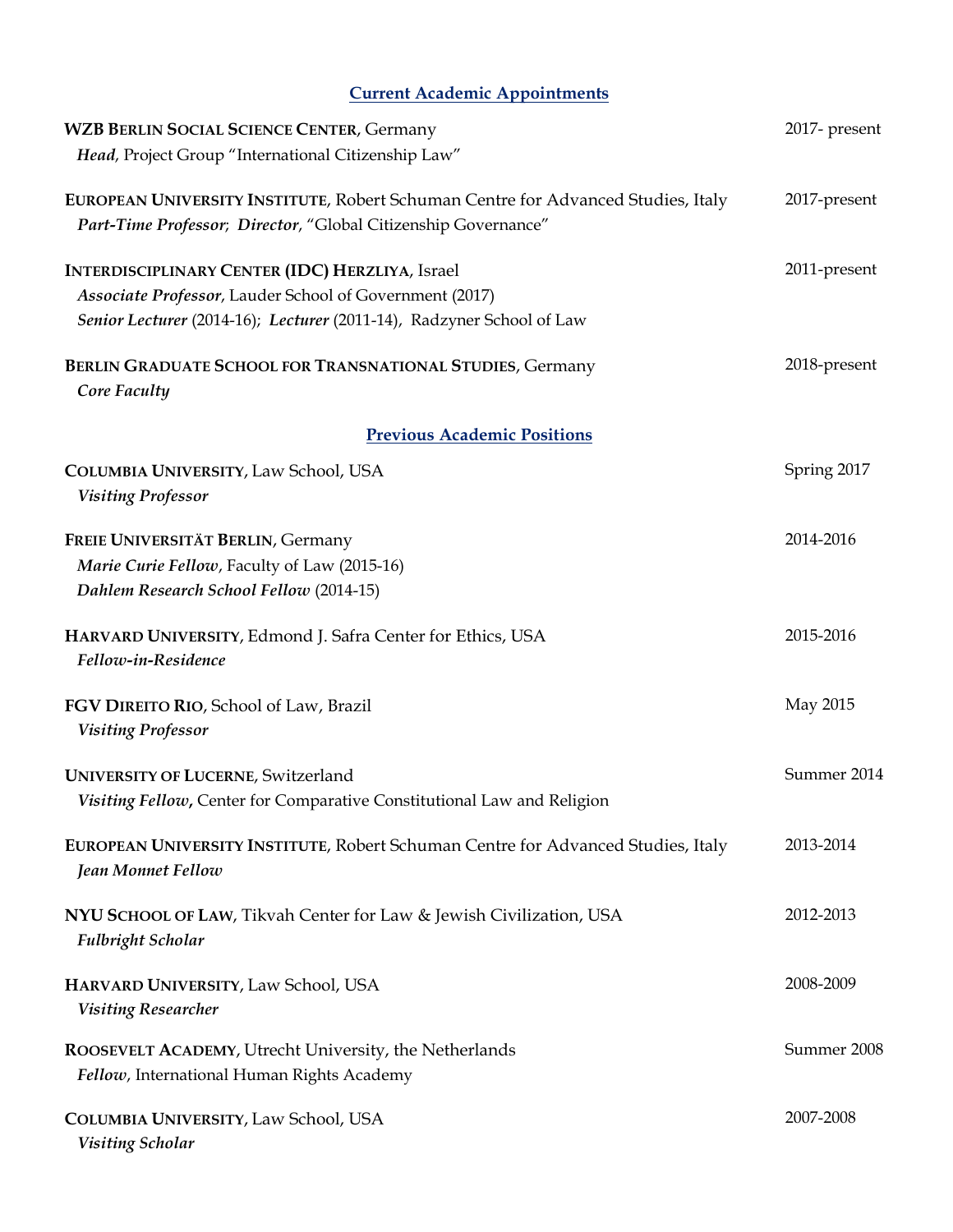## Current Academic Appointments

**WZB BERLIN SOCIAL SCIENCE CENTER**, Germany — 2017- present
*Head*, Project Group "International Citizenship Law"

**EUROPEAN UNIVERSITY INSTITUTE**, Robert Schuman Centre for Advanced Studies, Italy — 2017-present
***Part-Time Professor***; ***Director***, "Global Citizenship Governance"

**INTERDISCIPLINARY CENTER (IDC) HERZLIYA**, Israel — 2011-present
***Associate Professor***, Lauder School of Government (2017)
***Senior Lecturer*** (2014-16); ***Lecturer*** (2011-14), Radzyner School of Law

**BERLIN GRADUATE SCHOOL FOR TRANSNATIONAL STUDIES**, Germany — 2018-present
*Core Faculty*

## Previous Academic Positions

**COLUMBIA UNIVERSITY**, Law School, USA — Spring 2017
*Visiting Professor*

**FREIE UNIVERSITÄT BERLIN**, Germany — 2014-2016
*Marie Curie Fellow*, Faculty of Law (2015-16)
*Dahlem Research School Fellow* (2014-15)

**HARVARD UNIVERSITY**, Edmond J. Safra Center for Ethics, USA — 2015-2016
*Fellow-in-Residence*

**FGV DIREITO RIO**, School of Law, Brazil — May 2015
*Visiting Professor*

**UNIVERSITY OF LUCERNE**, Switzerland — Summer 2014
***Visiting Fellow,*** Center for Comparative Constitutional Law and Religion

**EUROPEAN UNIVERSITY INSTITUTE**, Robert Schuman Centre for Advanced Studies, Italy — 2013-2014
*Jean Monnet Fellow*

**NYU SCHOOL OF LAW**, Tikvah Center for Law & Jewish Civilization, USA — 2012-2013
*Fulbright Scholar*

**HARVARD UNIVERSITY**, Law School, USA — 2008-2009
*Visiting Researcher*

**ROOSEVELT ACADEMY**, Utrecht University, the Netherlands — Summer 2008
*Fellow*, International Human Rights Academy

**COLUMBIA UNIVERSITY**, Law School, USA — 2007-2008
*Visiting Scholar*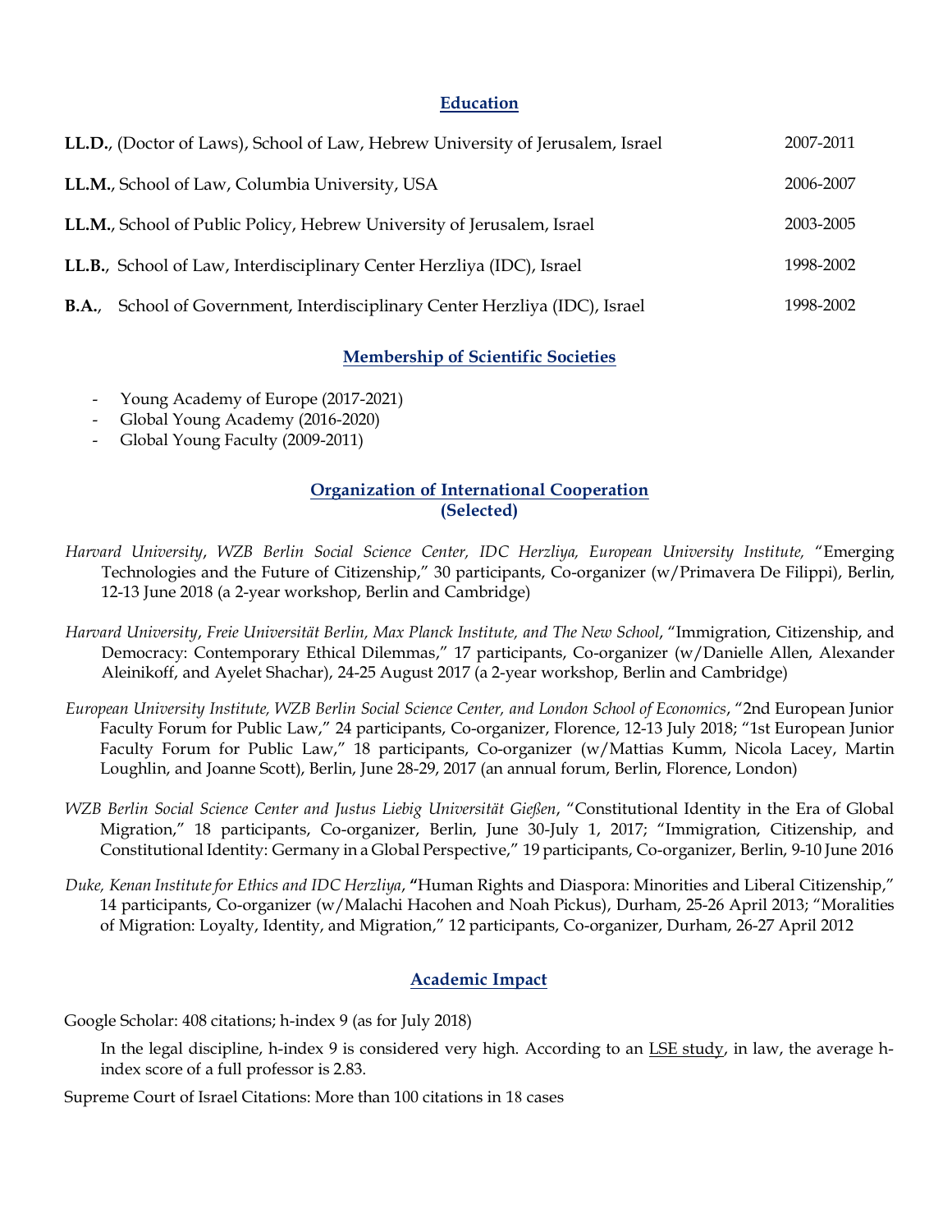## Education

| | |
|---|---|
| **LL.D.**, (Doctor of Laws), School of Law, Hebrew University of Jerusalem, Israel | 2007-2011 |
| **LL.M.**, School of Law, Columbia University, USA | 2006-2007 |
| **LL.M.**, School of Public Policy, Hebrew University of Jerusalem, Israel | 2003-2005 |
| **LL.B.**, School of Law, Interdisciplinary Center Herzliya (IDC), Israel | 1998-2002 |
| **B.A.**, School of Government, Interdisciplinary Center Herzliya (IDC), Israel | 1998-2002 |

## Membership of Scientific Societies

- Young Academy of Europe (2017-2021)
- Global Young Academy (2016-2020)
- Global Young Faculty (2009-2011)

## Organization of International Cooperation (Selected)

*Harvard University, WZB Berlin Social Science Center, IDC Herzliya, European University Institute,* "Emerging Technologies and the Future of Citizenship," 30 participants, Co-organizer (w/Primavera De Filippi), Berlin, 12-13 June 2018 (a 2-year workshop, Berlin and Cambridge)

*Harvard University*, *Freie Universität Berlin, Max Planck Institute, and The New School*, "Immigration, Citizenship, and Democracy: Contemporary Ethical Dilemmas," 17 participants, Co-organizer (w/Danielle Allen, Alexander Aleinikoff, and Ayelet Shachar), 24-25 August 2017 (a 2-year workshop, Berlin and Cambridge)

*European University Institute, WZB Berlin Social Science Center, and London School of Economics*, "2nd European Junior Faculty Forum for Public Law," 24 participants, Co-organizer, Florence, 12-13 July 2018; "1st European Junior Faculty Forum for Public Law," 18 participants, Co-organizer (w/Mattias Kumm, Nicola Lacey, Martin Loughlin, and Joanne Scott), Berlin, June 28-29, 2017 (an annual forum, Berlin, Florence, London)

*WZB Berlin Social Science Center and Justus Liebig Universität Gießen*, "Constitutional Identity in the Era of Global Migration," 18 participants, Co-organizer, Berlin, June 30-July 1, 2017; "Immigration, Citizenship, and Constitutional Identity: Germany in a Global Perspective," 19 participants, Co-organizer, Berlin, 9-10 June 2016

*Duke, Kenan Institute for Ethics and IDC Herzliya*, **"**Human Rights and Diaspora: Minorities and Liberal Citizenship," 14 participants, Co-organizer (w/Malachi Hacohen and Noah Pickus), Durham, 25-26 April 2013; "Moralities of Migration: Loyalty, Identity, and Migration," 12 participants, Co-organizer, Durham, 26-27 April 2012

## Academic Impact

Google Scholar: 408 citations; h-index 9 (as for July 2018)

In the legal discipline, h-index 9 is considered very high. According to an LSE study, in law, the average h-index score of a full professor is 2.83.

Supreme Court of Israel Citations: More than 100 citations in 18 cases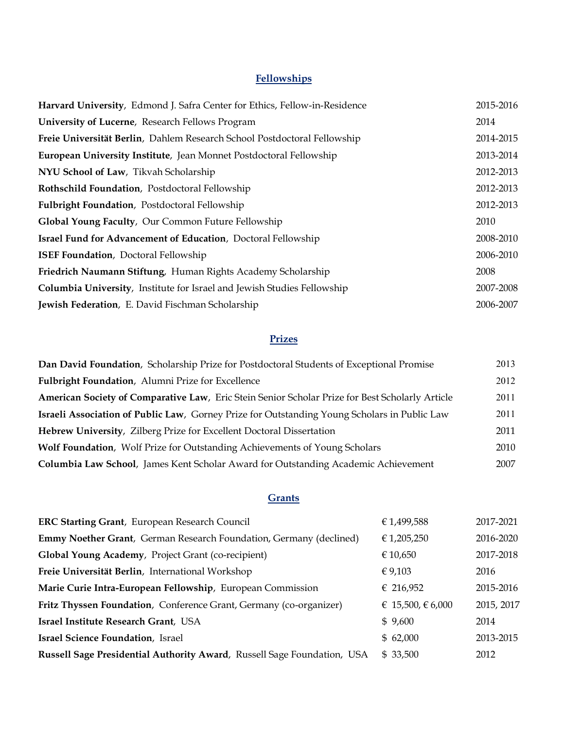## Fellowships

| | |
|---|---|
| **Harvard University**, Edmond J. Safra Center for Ethics, Fellow-in-Residence | 2015-2016 |
| **University of Lucerne**, Research Fellows Program | 2014 |
| **Freie Universität Berlin**, Dahlem Research School Postdoctoral Fellowship | 2014-2015 |
| **European University Institute**, Jean Monnet Postdoctoral Fellowship | 2013-2014 |
| **NYU School of Law**, Tikvah Scholarship | 2012-2013 |
| **Rothschild Foundation**, Postdoctoral Fellowship | 2012-2013 |
| **Fulbright Foundation**, Postdoctoral Fellowship | 2012-2013 |
| **Global Young Faculty**, Our Common Future Fellowship | 2010 |
| **Israel Fund for Advancement of Education**, Doctoral Fellowship | 2008-2010 |
| **ISEF Foundation**, Doctoral Fellowship | 2006-2010 |
| **Friedrich Naumann Stiftung**, Human Rights Academy Scholarship | 2008 |
| **Columbia University**, Institute for Israel and Jewish Studies Fellowship | 2007-2008 |
| **Jewish Federation**, E. David Fischman Scholarship | 2006-2007 |

## Prizes

| | |
|---|---|
| **Dan David Foundation**, Scholarship Prize for Postdoctoral Students of Exceptional Promise | 2013 |
| **Fulbright Foundation**, Alumni Prize for Excellence | 2012 |
| **American Society of Comparative Law**, Eric Stein Senior Scholar Prize for Best Scholarly Article | 2011 |
| **Israeli Association of Public Law**, Gorney Prize for Outstanding Young Scholars in Public Law | 2011 |
| **Hebrew University**, Zilberg Prize for Excellent Doctoral Dissertation | 2011 |
| **Wolf Foundation**, Wolf Prize for Outstanding Achievements of Young Scholars | 2010 |
| **Columbia Law School**, James Kent Scholar Award for Outstanding Academic Achievement | 2007 |

## Grants

| | | |
|---|---|---|
| **ERC Starting Grant**, European Research Council | € 1,499,588 | 2017-2021 |
| **Emmy Noether Grant**, German Research Foundation, Germany (declined) | € 1,205,250 | 2016-2020 |
| **Global Young Academy**, Project Grant (co-recipient) | € 10,650 | 2017-2018 |
| **Freie Universität Berlin**, International Workshop | € 9,103 | 2016 |
| **Marie Curie Intra-European Fellowship**, European Commission | € 216,952 | 2015-2016 |
| **Fritz Thyssen Foundation**, Conference Grant, Germany (co-organizer) | € 15,500, € 6,000 | 2015, 2017 |
| **Israel Institute Research Grant**, USA | $ 9,600 | 2014 |
| **Israel Science Foundation**, Israel | $ 62,000 | 2013-2015 |
| **Russell Sage Presidential Authority Award**, Russell Sage Foundation, USA | $ 33,500 | 2012 |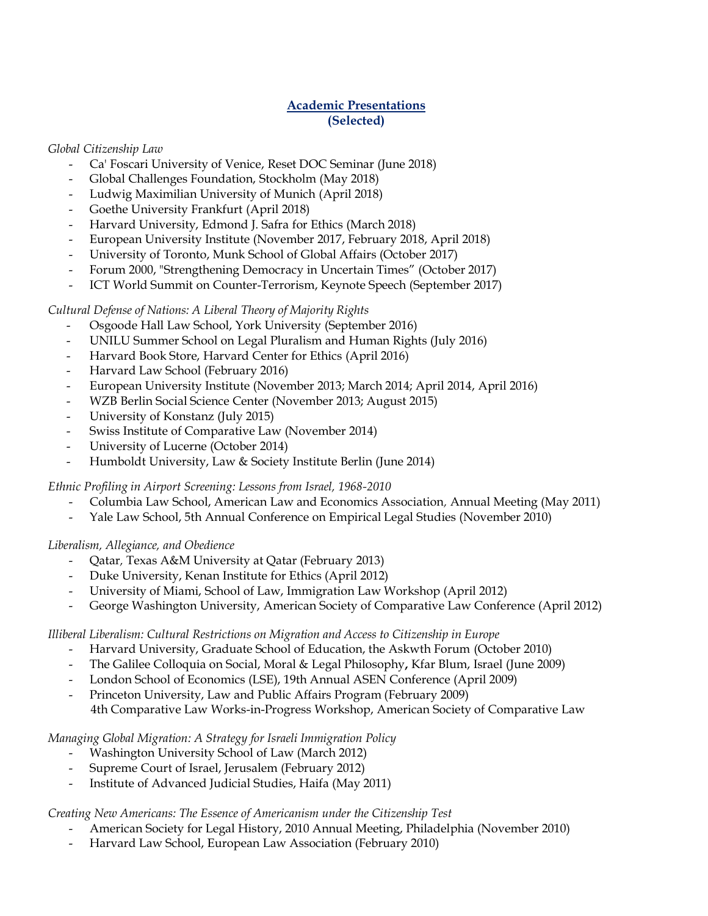## Academic Presentations
**(Selected)**

*Global Citizenship Law*

- Ca' Foscari University of Venice, Reset DOC Seminar (June 2018)
- Global Challenges Foundation, Stockholm (May 2018)
- Ludwig Maximilian University of Munich (April 2018)
- Goethe University Frankfurt (April 2018)
- Harvard University, Edmond J. Safra for Ethics (March 2018)
- European University Institute (November 2017, February 2018, April 2018)
- University of Toronto, Munk School of Global Affairs (October 2017)
- Forum 2000, "Strengthening Democracy in Uncertain Times" (October 2017)
- ICT World Summit on Counter-Terrorism, Keynote Speech (September 2017)

*Cultural Defense of Nations: A Liberal Theory of Majority Rights*

- Osgoode Hall Law School, York University (September 2016)
- UNILU Summer School on Legal Pluralism and Human Rights (July 2016)
- Harvard Book Store, Harvard Center for Ethics (April 2016)
- Harvard Law School (February 2016)
- European University Institute (November 2013; March 2014; April 2014, April 2016)
- WZB Berlin Social Science Center (November 2013; August 2015)
- University of Konstanz (July 2015)
- Swiss Institute of Comparative Law (November 2014)
- University of Lucerne (October 2014)
- Humboldt University, Law & Society Institute Berlin (June 2014)

*Ethnic Profiling in Airport Screening: Lessons from Israel, 1968-2010*

- Columbia Law School, American Law and Economics Association, Annual Meeting (May 2011)
- Yale Law School, 5th Annual Conference on Empirical Legal Studies (November 2010)

*Liberalism, Allegiance, and Obedience*

- Qatar, Texas A&M University at Qatar (February 2013)
- Duke University, Kenan Institute for Ethics (April 2012)
- University of Miami, School of Law, Immigration Law Workshop (April 2012)
- George Washington University, American Society of Comparative Law Conference (April 2012)

*Illiberal Liberalism: Cultural Restrictions on Migration and Access to Citizenship in Europe*

- Harvard University, Graduate School of Education, the Askwth Forum (October 2010)
- The Galilee Colloquia on Social, Moral & Legal Philosophy, Kfar Blum, Israel (June 2009)
- London School of Economics (LSE), 19th Annual ASEN Conference (April 2009)
- Princeton University, Law and Public Affairs Program (February 2009)
  4th Comparative Law Works-in-Progress Workshop, American Society of Comparative Law

*Managing Global Migration: A Strategy for Israeli Immigration Policy*

- Washington University School of Law (March 2012)
- Supreme Court of Israel, Jerusalem (February 2012)
- Institute of Advanced Judicial Studies, Haifa (May 2011)

*Creating New Americans: The Essence of Americanism under the Citizenship Test*

- American Society for Legal History, 2010 Annual Meeting, Philadelphia (November 2010)
- Harvard Law School, European Law Association (February 2010)